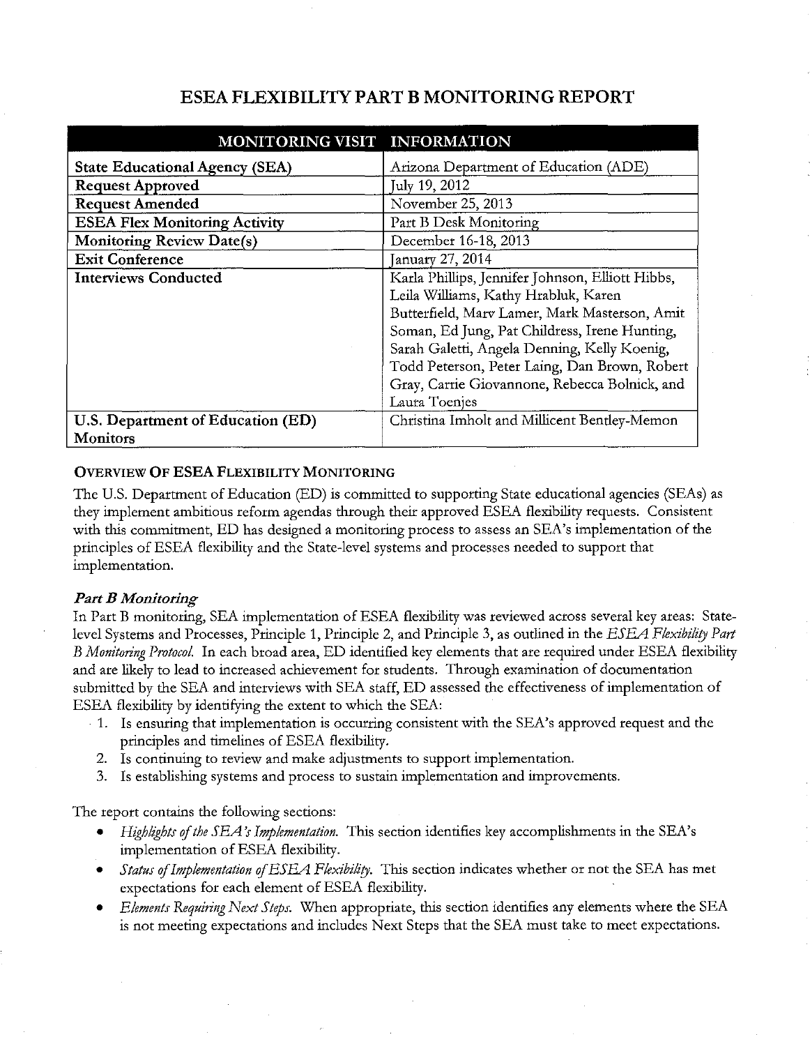# ESEA FLEXIBILITY PART B MONITORING REPORT

| MONITORING VISIT | INFORMATION |
|---|---|
| **State Educational Agency (SEA)** | Arizona Department of Education (ADE) |
| **Request Approved** | July 19, 2012 |
| **Request Amended** | November 25, 2013 |
| **ESEA Flex Monitoring Activity** | Part B Desk Monitoring |
| **Monitoring Review Date(s)** | December 16-18, 2013 |
| **Exit Conference** | January 27, 2014 |
| **Interviews Conducted** | Karla Phillips, Jennifer Johnson, Elliott Hibbs, Leila Williams, Kathy Hrabluk, Karen Butterfield, Marv Lamer, Mark Masterson, Amit Soman, Ed Jung, Pat Childress, Irene Hunting, Sarah Galetti, Angela Denning, Kelly Koenig, Todd Peterson, Peter Laing, Dan Brown, Robert Gray, Carrie Giovannone, Rebecca Bolnick, and Laura Toenjes |
| **U.S. Department of Education (ED) Monitors** | Christina Imholt and Millicent Bentley-Memon |

## OVERVIEW OF ESEA FLEXIBILITY MONITORING

The U.S. Department of Education (ED) is committed to supporting State educational agencies (SEAs) as they implement ambitious reform agendas through their approved ESEA flexibility requests. Consistent with this commitment, ED has designed a monitoring process to assess an SEA's implementation of the principles of ESEA flexibility and the State-level systems and processes needed to support that implementation.

### *Part B Monitoring*

In Part B monitoring, SEA implementation of ESEA flexibility was reviewed across several key areas: State-level Systems and Processes, Principle 1, Principle 2, and Principle 3, as outlined in the *ESEA Flexibility Part B Monitoring Protocol.* In each broad area, ED identified key elements that are required under ESEA flexibility and are likely to lead to increased achievement for students. Through examination of documentation submitted by the SEA and interviews with SEA staff, ED assessed the effectiveness of implementation of ESEA flexibility by identifying the extent to which the SEA:

1. Is ensuring that implementation is occurring consistent with the SEA's approved request and the principles and timelines of ESEA flexibility.
2. Is continuing to review and make adjustments to support implementation.
3. Is establishing systems and process to sustain implementation and improvements.

The report contains the following sections:

- *Highlights of the SEA's Implementation.* This section identifies key accomplishments in the SEA's implementation of ESEA flexibility.
- *Status of Implementation of ESEA Flexibility.* This section indicates whether or not the SEA has met expectations for each element of ESEA flexibility.
- *Elements Requiring Next Steps.* When appropriate, this section identifies any elements where the SEA is not meeting expectations and includes Next Steps that the SEA must take to meet expectations.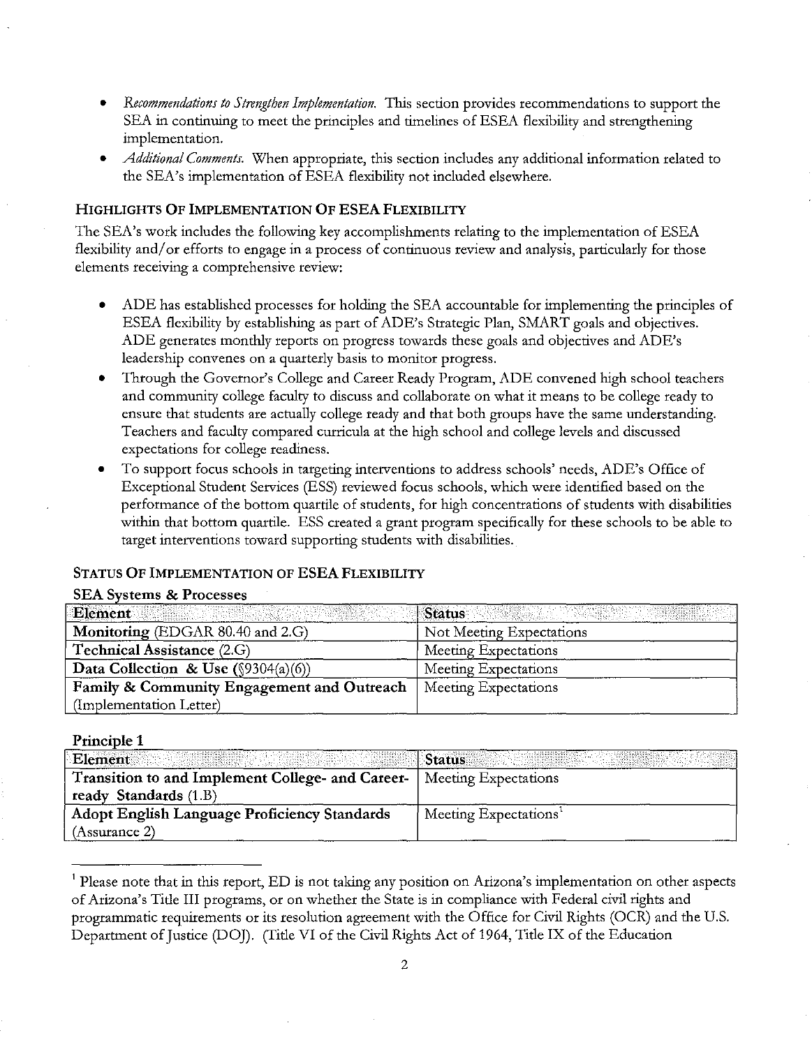- *Recommendations to Strengthen Implementation.* This section provides recommendations to support the SEA in continuing to meet the principles and timelines of ESEA flexibility and strengthening implementation.
- *Additional Comments.* When appropriate, this section includes any additional information related to the SEA's implementation of ESEA flexibility not included elsewhere.

## HIGHLIGHTS OF IMPLEMENTATION OF ESEA FLEXIBILITY

The SEA's work includes the following key accomplishments relating to the implementation of ESEA flexibility and/or efforts to engage in a process of continuous review and analysis, particularly for those elements receiving a comprehensive review:

- ADE has established processes for holding the SEA accountable for implementing the principles of ESEA flexibility by establishing as part of ADE's Strategic Plan, SMART goals and objectives. ADE generates monthly reports on progress towards these goals and objectives and ADE's leadership convenes on a quarterly basis to monitor progress.
- Through the Governor's College and Career Ready Program, ADE convened high school teachers and community college faculty to discuss and collaborate on what it means to be college ready to ensure that students are actually college ready and that both groups have the same understanding. Teachers and faculty compared curricula at the high school and college levels and discussed expectations for college readiness.
- To support focus schools in targeting interventions to address schools' needs, ADE's Office of Exceptional Student Services (ESS) reviewed focus schools, which were identified based on the performance of the bottom quartile of students, for high concentrations of students with disabilities within that bottom quartile. ESS created a grant program specifically for these schools to be able to target interventions toward supporting students with disabilities.

## STATUS OF IMPLEMENTATION OF ESEA FLEXIBILITY

### SEA Systems & Processes

| Element | Status |
|---|---|
| **Monitoring** (EDGAR 80.40 and 2.G) | Not Meeting Expectations |
| **Technical Assistance** (2.G) | Meeting Expectations |
| **Data Collection & Use** (§9304(a)(6)) | Meeting Expectations |
| **Family & Community Engagement and Outreach** (Implementation Letter) | Meeting Expectations |

### Principle 1

| Element | Status |
|---|---|
| **Transition to and Implement College- and Career-ready Standards** (1.B) | Meeting Expectations |
| **Adopt English Language Proficiency Standards** (Assurance 2) | Meeting Expectations[1] |

[1] Please note that in this report, ED is not taking any position on Arizona's implementation on other aspects of Arizona's Title III programs, or on whether the State is in compliance with Federal civil rights and programmatic requirements or its resolution agreement with the Office for Civil Rights (OCR) and the U.S. Department of Justice (DOJ). (Title VI of the Civil Rights Act of 1964, Title IX of the Education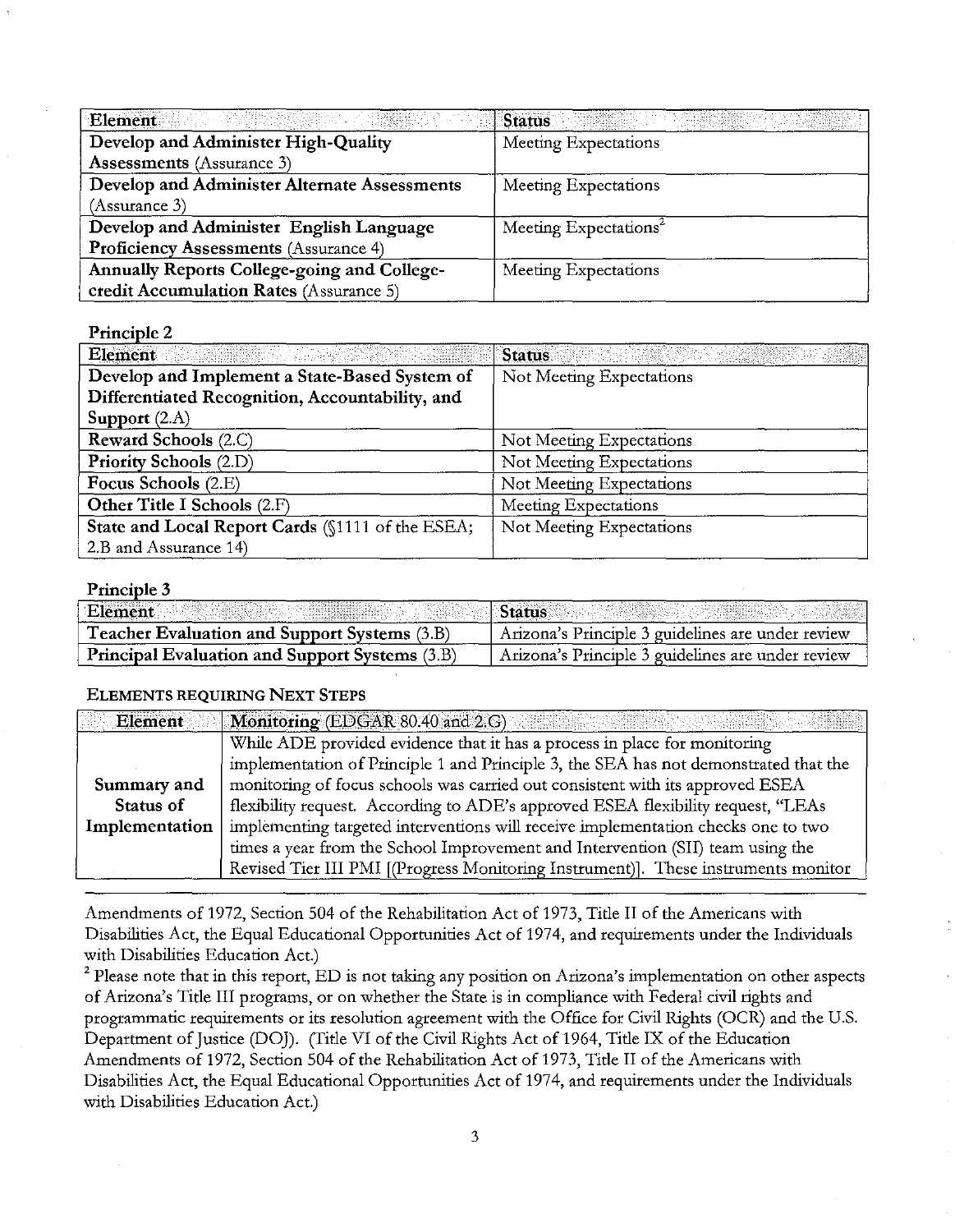| Element | Status |
|---|---|
| **Develop and Administer High-Quality Assessments** (Assurance 3) | Meeting Expectations |
| **Develop and Administer Alternate Assessments** (Assurance 3) | Meeting Expectations |
| **Develop and Administer English Language Proficiency Assessments** (Assurance 4) | Meeting Expectations[2] |
| **Annually Reports College-going and College-credit Accumulation Rates** (Assurance 5) | Meeting Expectations |

**Principle 2**

| Element | Status |
|---|---|
| **Develop and Implement a State-Based System of Differentiated Recognition, Accountability, and Support** (2.A) | Not Meeting Expectations |
| **Reward Schools** (2.C) | Not Meeting Expectations |
| **Priority Schools** (2.D) | Not Meeting Expectations |
| **Focus Schools** (2.E) | Not Meeting Expectations |
| **Other Title I Schools** (2.F) | Meeting Expectations |
| **State and Local Report Cards** (§1111 of the ESEA; 2.B and Assurance 14) | Not Meeting Expectations |

**Principle 3**

| Element | Status |
|---|---|
| **Teacher Evaluation and Support Systems** (3.B) | Arizona's Principle 3 guidelines are under review |
| **Principal Evaluation and Support Systems** (3.B) | Arizona's Principle 3 guidelines are under review |

**ELEMENTS REQUIRING NEXT STEPS**

| Element | **Monitoring** (EDGAR 80.40 and 2.G) |
|---|---|
| **Summary and Status of Implementation** | While ADE provided evidence that it has a process in place for monitoring implementation of Principle 1 and Principle 3, the SEA has not demonstrated that the monitoring of focus schools was carried out consistent with its approved ESEA flexibility request. According to ADE's approved ESEA flexibility request, "LEAs implementing targeted interventions will receive implementation checks one to two times a year from the School Improvement and Intervention (SII) team using the Revised Tier III PMI [(Progress Monitoring Instrument)]. These instruments monitor |

---

Amendments of 1972, Section 504 of the Rehabilitation Act of 1973, Title II of the Americans with Disabilities Act, the Equal Educational Opportunities Act of 1974, and requirements under the Individuals with Disabilities Education Act.)

[2] Please note that in this report, ED is not taking any position on Arizona's implementation on other aspects of Arizona's Title III programs, or on whether the State is in compliance with Federal civil rights and programmatic requirements or its resolution agreement with the Office for Civil Rights (OCR) and the U.S. Department of Justice (DOJ). (Title VI of the Civil Rights Act of 1964, Title IX of the Education Amendments of 1972, Section 504 of the Rehabilitation Act of 1973, Title II of the Americans with Disabilities Act, the Equal Educational Opportunities Act of 1974, and requirements under the Individuals with Disabilities Education Act.)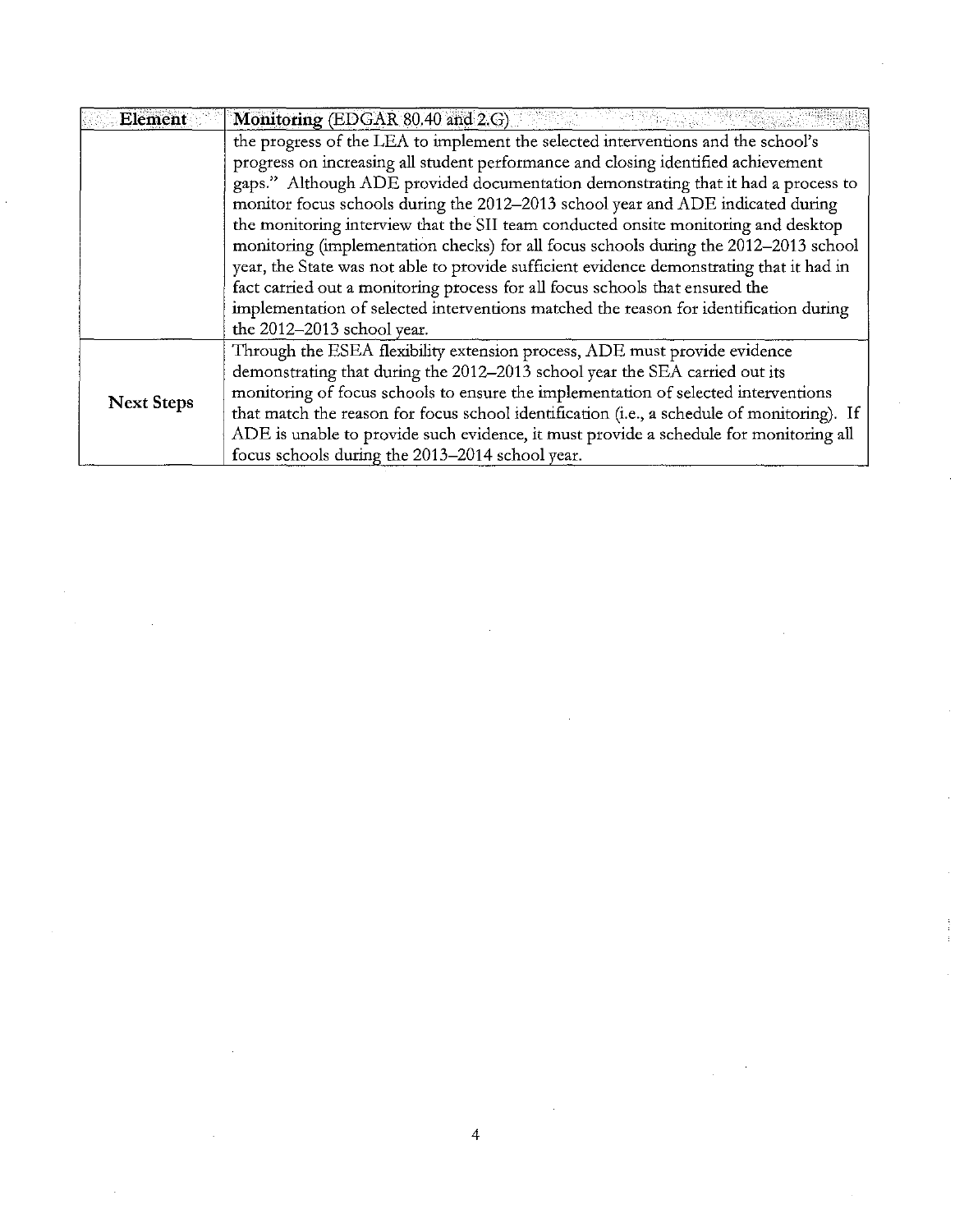| Element | **Monitoring** (EDGAR 80.40 and 2.G) |
|---|---|
| | the progress of the LEA to implement the selected interventions and the school's progress on increasing all student performance and closing identified achievement gaps." Although ADE provided documentation demonstrating that it had a process to monitor focus schools during the 2012–2013 school year and ADE indicated during the monitoring interview that the SII team conducted onsite monitoring and desktop monitoring (implementation checks) for all focus schools during the 2012–2013 school year, the State was not able to provide sufficient evidence demonstrating that it had in fact carried out a monitoring process for all focus schools that ensured the implementation of selected interventions matched the reason for identification during the 2012–2013 school year. |
| **Next Steps** | Through the ESEA flexibility extension process, ADE must provide evidence demonstrating that during the 2012–2013 school year the SEA carried out its monitoring of focus schools to ensure the implementation of selected interventions that match the reason for focus school identification (i.e., a schedule of monitoring). If ADE is unable to provide such evidence, it must provide a schedule for monitoring all focus schools during the 2013–2014 school year. |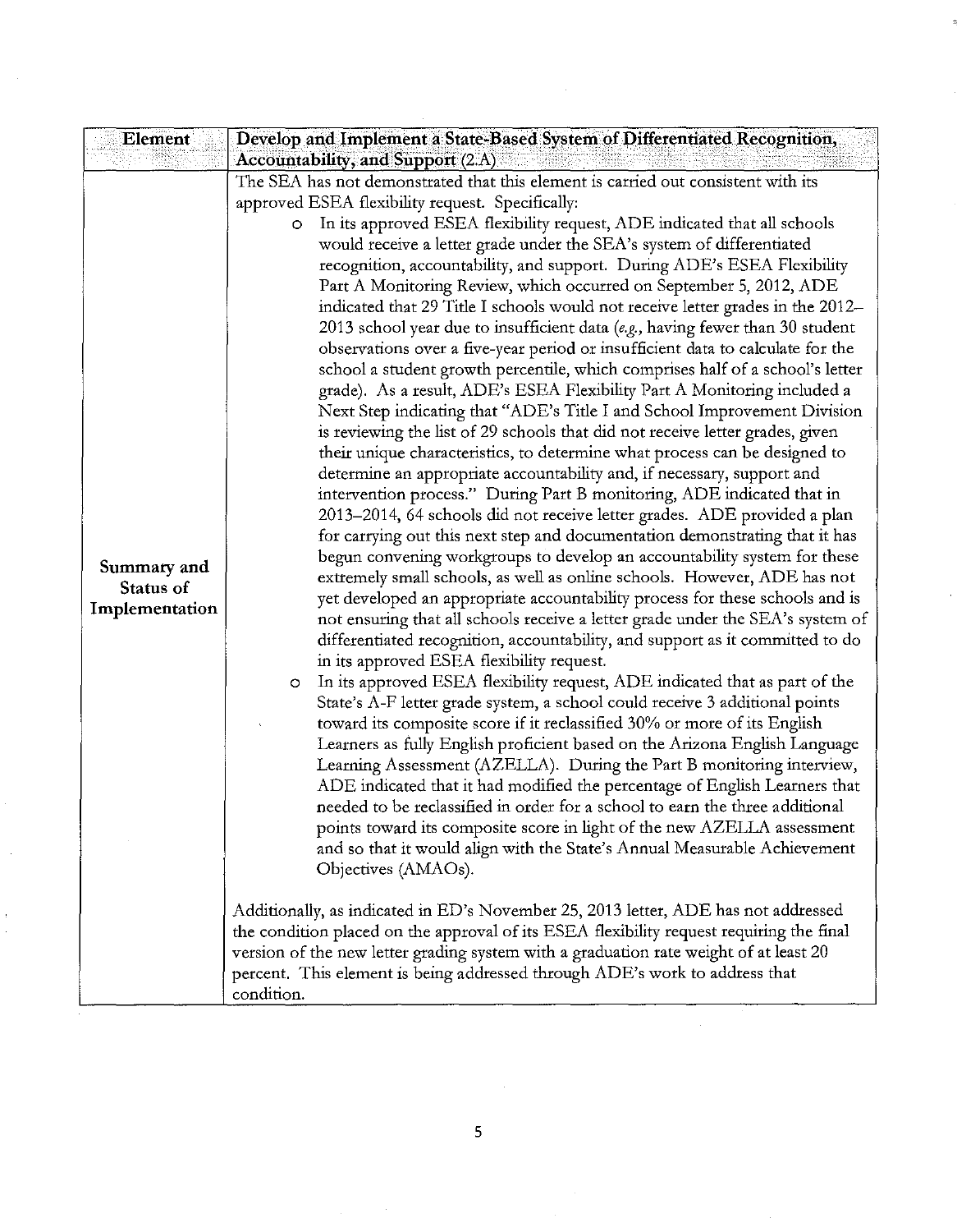| Element | Develop and Implement a State-Based System of Differentiated Recognition, Accountability, and Support (2.A) |
|---|---|
| **Summary and Status of Implementation** | The SEA has not demonstrated that this element is carried out consistent with its approved ESEA flexibility request. Specifically:<br>○ In its approved ESEA flexibility request, ADE indicated that all schools would receive a letter grade under the SEA's system of differentiated recognition, accountability, and support. During ADE's ESEA Flexibility Part A Monitoring Review, which occurred on September 5, 2012, ADE indicated that 29 Title I schools would not receive letter grades in the 2012–2013 school year due to insufficient data (*e.g.*, having fewer than 30 student observations over a five-year period or insufficient data to calculate for the school a student growth percentile, which comprises half of a school's letter grade). As a result, ADE's ESEA Flexibility Part A Monitoring included a Next Step indicating that "ADE's Title I and School Improvement Division is reviewing the list of 29 schools that did not receive letter grades, given their unique characteristics, to determine what process can be designed to determine an appropriate accountability and, if necessary, support and intervention process." During Part B monitoring, ADE indicated that in 2013–2014, 64 schools did not receive letter grades. ADE provided a plan for carrying out this next step and documentation demonstrating that it has begun convening workgroups to develop an accountability system for these extremely small schools, as well as online schools. However, ADE has not yet developed an appropriate accountability process for these schools and is not ensuring that all schools receive a letter grade under the SEA's system of differentiated recognition, accountability, and support as it committed to do in its approved ESEA flexibility request.<br>○ In its approved ESEA flexibility request, ADE indicated that as part of the State's A-F letter grade system, a school could receive 3 additional points toward its composite score if it reclassified 30% or more of its English Learners as fully English proficient based on the Arizona English Language Learning Assessment (AZELLA). During the Part B monitoring interview, ADE indicated that it had modified the percentage of English Learners that needed to be reclassified in order for a school to earn the three additional points toward its composite score in light of the new AZELLA assessment and so that it would align with the State's Annual Measurable Achievement Objectives (AMAOs).<br><br>Additionally, as indicated in ED's November 25, 2013 letter, ADE has not addressed the condition placed on the approval of its ESEA flexibility request requiring the final version of the new letter grading system with a graduation rate weight of at least 20 percent. This element is being addressed through ADE's work to address that condition. |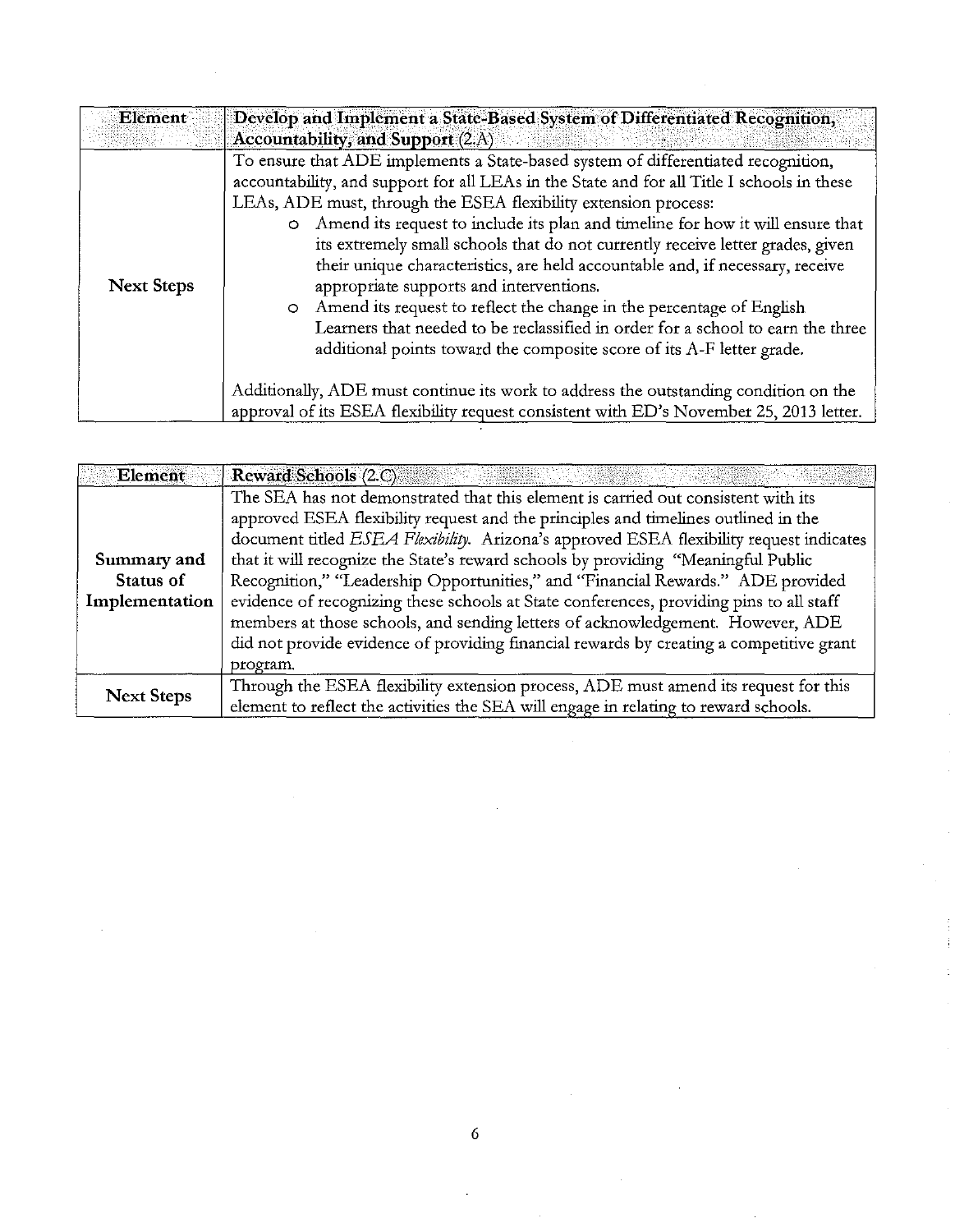| Element | Develop and Implement a State-Based System of Differentiated Recognition, Accountability, and Support (2.A) |
|---|---|
| Next Steps | To ensure that ADE implements a State-based system of differentiated recognition, accountability, and support for all LEAs in the State and for all Title I schools in these LEAs, ADE must, through the ESEA flexibility extension process:<br>o Amend its request to include its plan and timeline for how it will ensure that its extremely small schools that do not currently receive letter grades, given their unique characteristics, are held accountable and, if necessary, receive appropriate supports and interventions.<br>o Amend its request to reflect the change in the percentage of English Learners that needed to be reclassified in order for a school to earn the three additional points toward the composite score of its A-F letter grade.<br><br>Additionally, ADE must continue its work to address the outstanding condition on the approval of its ESEA flexibility request consistent with ED's November 25, 2013 letter. |

| Element | Reward Schools (2.C) |
|---|---|
| Summary and Status of Implementation | The SEA has not demonstrated that this element is carried out consistent with its approved ESEA flexibility request and the principles and timelines outlined in the document titled *ESEA Flexibility*. Arizona's approved ESEA flexibility request indicates that it will recognize the State's reward schools by providing "Meaningful Public Recognition," "Leadership Opportunities," and "Financial Rewards." ADE provided evidence of recognizing these schools at State conferences, providing pins to all staff members at those schools, and sending letters of acknowledgement. However, ADE did not provide evidence of providing financial rewards by creating a competitive grant program. |
| Next Steps | Through the ESEA flexibility extension process, ADE must amend its request for this element to reflect the activities the SEA will engage in relating to reward schools. |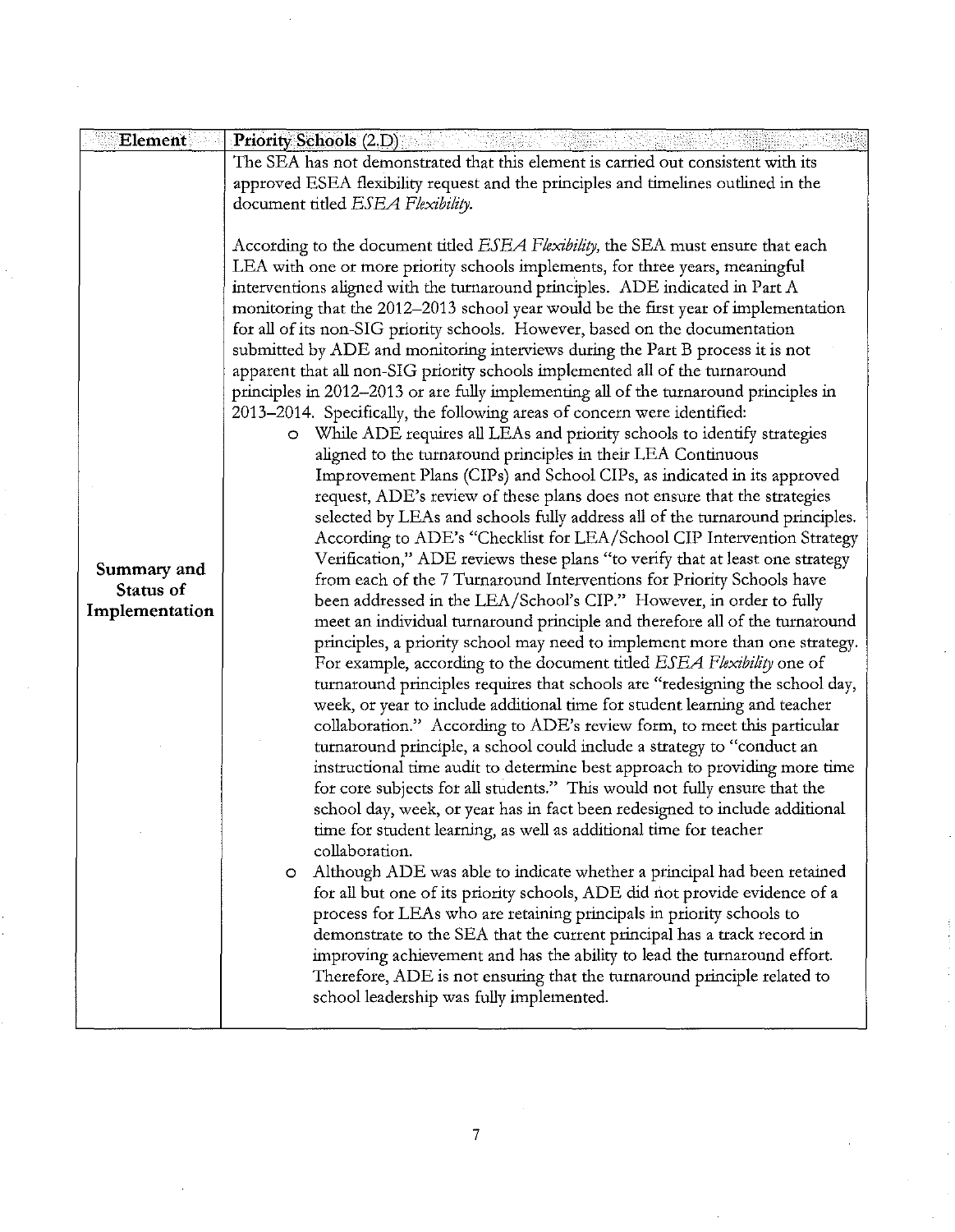| Element | Priority Schools (2.D) |
|---|---|
| Summary and Status of Implementation | The SEA has not demonstrated that this element is carried out consistent with its approved ESEA flexibility request and the principles and timelines outlined in the document titled *ESEA Flexibility*.<br><br>According to the document titled *ESEA Flexibility*, the SEA must ensure that each LEA with one or more priority schools implements, for three years, meaningful interventions aligned with the turnaround principles. ADE indicated in Part A monitoring that the 2012–2013 school year would be the first year of implementation for all of its non-SIG priority schools. However, based on the documentation submitted by ADE and monitoring interviews during the Part B process it is not apparent that all non-SIG priority schools implemented all of the turnaround principles in 2012–2013 or are fully implementing all of the turnaround principles in 2013–2014. Specifically, the following areas of concern were identified:<br>o While ADE requires all LEAs and priority schools to identify strategies aligned to the turnaround principles in their LEA Continuous Improvement Plans (CIPs) and School CIPs, as indicated in its approved request, ADE's review of these plans does not ensure that the strategies selected by LEAs and schools fully address all of the turnaround principles. According to ADE's "Checklist for LEA/School CIP Intervention Strategy Verification," ADE reviews these plans "to verify that at least one strategy from each of the 7 Turnaround Interventions for Priority Schools have been addressed in the LEA/School's CIP." However, in order to fully meet an individual turnaround principle and therefore all of the turnaround principles, a priority school may need to implement more than one strategy. For example, according to the document titled *ESEA Flexibility* one of turnaround principles requires that schools are "redesigning the school day, week, or year to include additional time for student learning and teacher collaboration." According to ADE's review form, to meet this particular turnaround principle, a school could include a strategy to "conduct an instructional time audit to determine best approach to providing more time for core subjects for all students." This would not fully ensure that the school day, week, or year has in fact been redesigned to include additional time for student learning, as well as additional time for teacher collaboration.<br>o Although ADE was able to indicate whether a principal had been retained for all but one of its priority schools, ADE did not provide evidence of a process for LEAs who are retaining principals in priority schools to demonstrate to the SEA that the current principal has a track record in improving achievement and has the ability to lead the turnaround effort. Therefore, ADE is not ensuring that the turnaround principle related to school leadership was fully implemented. |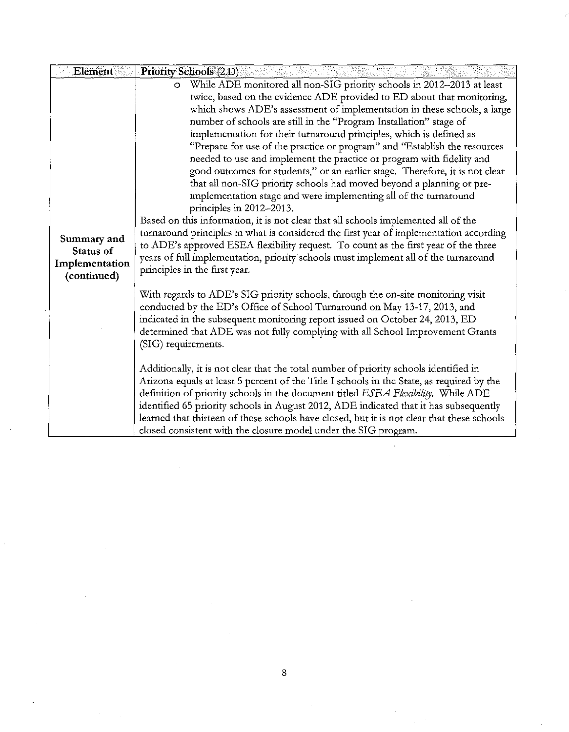| Element | Priority Schools (2.D) |
| --- | --- |
| Summary and Status of Implementation (continued) | - While ADE monitored all non-SIG priority schools in 2012–2013 at least twice, based on the evidence ADE provided to ED about that monitoring, which shows ADE's assessment of implementation in these schools, a large number of schools are still in the "Program Installation" stage of implementation for their turnaround principles, which is defined as "Prepare for use of the practice or program" and "Establish the resources needed to use and implement the practice or program with fidelity and good outcomes for students," or an earlier stage. Therefore, it is not clear that all non-SIG priority schools had moved beyond a planning or pre-implementation stage and were implementing all of the turnaround principles in 2012–2013.<br><br>Based on this information, it is not clear that all schools implemented all of the turnaround principles in what is considered the first year of implementation according to ADE's approved ESEA flexibility request. To count as the first year of the three years of full implementation, priority schools must implement all of the turnaround principles in the first year.<br><br>With regards to ADE's SIG priority schools, through the on-site monitoring visit conducted by the ED's Office of School Turnaround on May 13-17, 2013, and indicated in the subsequent monitoring report issued on October 24, 2013, ED determined that ADE was not fully complying with all School Improvement Grants (SIG) requirements.<br><br>Additionally, it is not clear that the total number of priority schools identified in Arizona equals at least 5 percent of the Title I schools in the State, as required by the definition of priority schools in the document titled *ESEA Flexibility*. While ADE identified 65 priority schools in August 2012, ADE indicated that it has subsequently learned that thirteen of these schools have closed, but it is not clear that these schools closed consistent with the closure model under the SIG program. |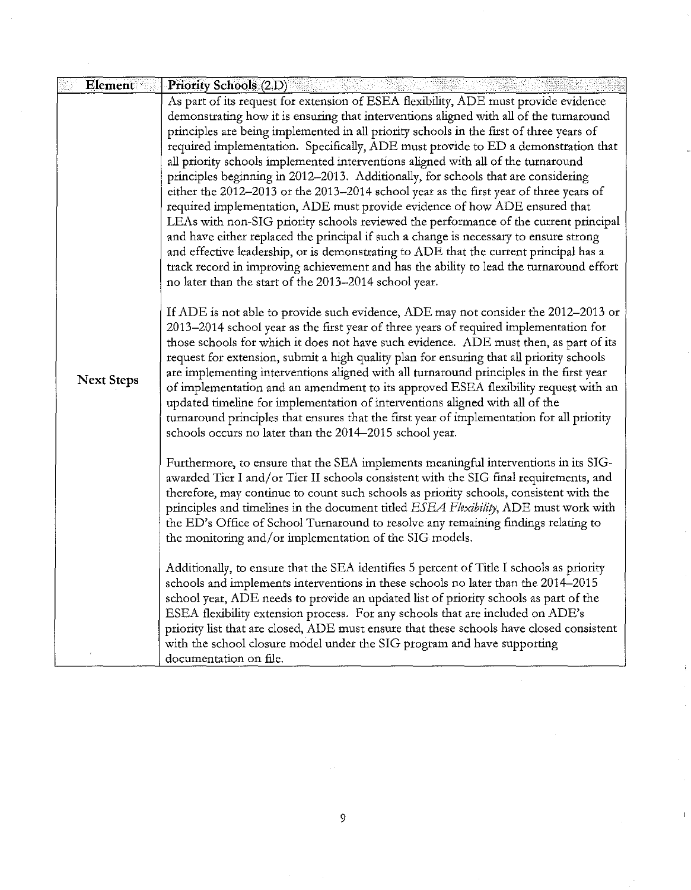| Element | Priority Schools (2.D) |
| --- | --- |
| Next Steps | As part of its request for extension of ESEA flexibility, ADE must provide evidence demonstrating how it is ensuring that interventions aligned with all of the turnaround principles are being implemented in all priority schools in the first of three years of required implementation. Specifically, ADE must provide to ED a demonstration that all priority schools implemented interventions aligned with all of the turnaround principles beginning in 2012–2013. Additionally, for schools that are considering either the 2012–2013 or the 2013–2014 school year as the first year of three years of required implementation, ADE must provide evidence of how ADE ensured that LEAs with non-SIG priority schools reviewed the performance of the current principal and have either replaced the principal if such a change is necessary to ensure strong and effective leadership, or is demonstrating to ADE that the current principal has a track record in improving achievement and has the ability to lead the turnaround effort no later than the start of the 2013–2014 school year.<br><br>If ADE is not able to provide such evidence, ADE may not consider the 2012–2013 or 2013–2014 school year as the first year of three years of required implementation for those schools for which it does not have such evidence. ADE must then, as part of its request for extension, submit a high quality plan for ensuring that all priority schools are implementing interventions aligned with all turnaround principles in the first year of implementation and an amendment to its approved ESEA flexibility request with an updated timeline for implementation of interventions aligned with all of the turnaround principles that ensures that the first year of implementation for all priority schools occurs no later than the 2014–2015 school year.<br><br>Furthermore, to ensure that the SEA implements meaningful interventions in its SIG-awarded Tier I and/or Tier II schools consistent with the SIG final requirements, and therefore, may continue to count such schools as priority schools, consistent with the principles and timelines in the document titled *ESEA Flexibility*, ADE must work with the ED's Office of School Turnaround to resolve any remaining findings relating to the monitoring and/or implementation of the SIG models.<br><br>Additionally, to ensure that the SEA identifies 5 percent of Title I schools as priority schools and implements interventions in these schools no later than the 2014–2015 school year, ADE needs to provide an updated list of priority schools as part of the ESEA flexibility extension process. For any schools that are included on ADE's priority list that are closed, ADE must ensure that these schools have closed consistent with the school closure model under the SIG program and have supporting documentation on file. |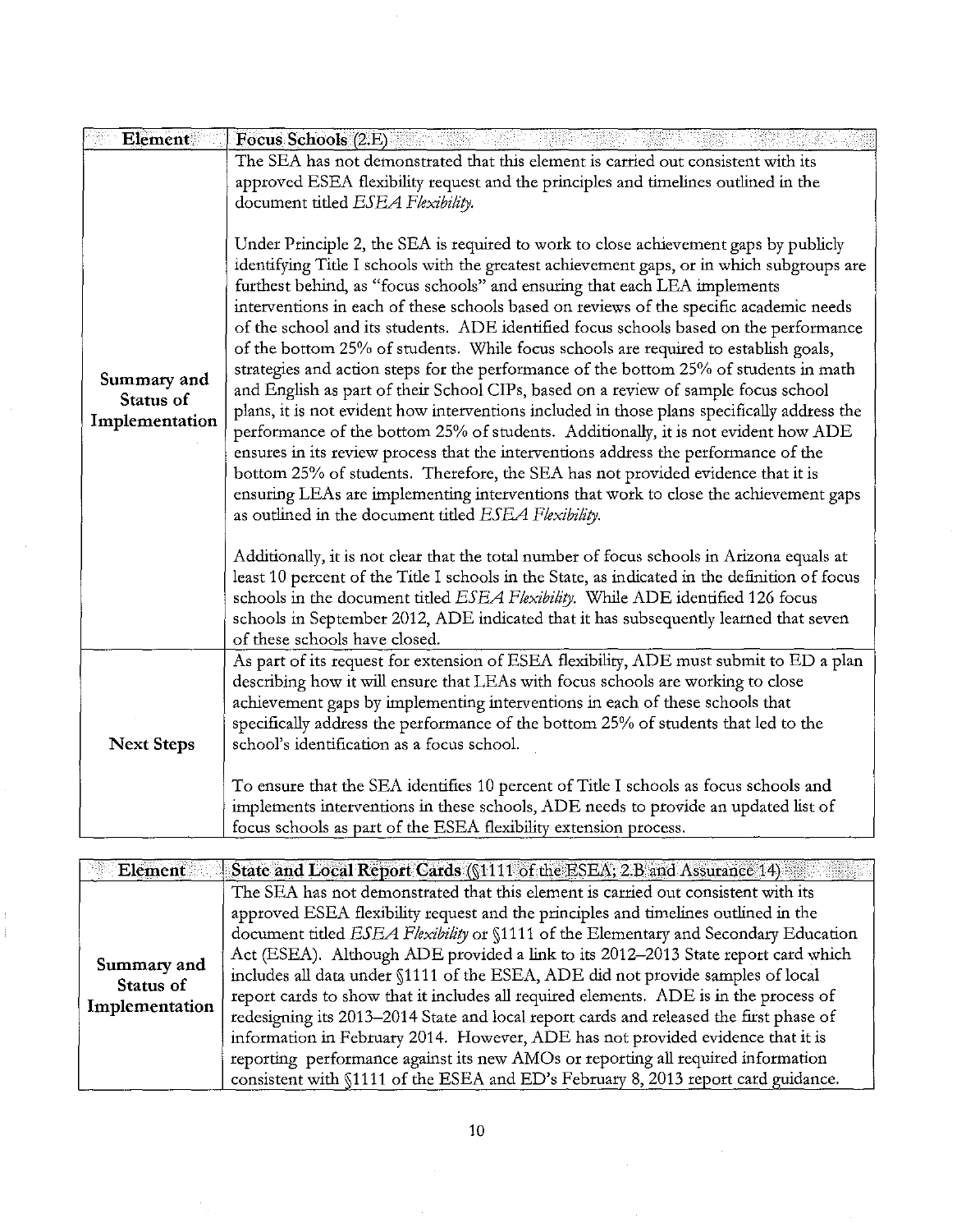| Element | Focus Schools (2.E) |
| --- | --- |
| Summary and Status of Implementation | The SEA has demonstrated that this element is carried out consistent with its approved ESEA flexibility request and the principles and timelines outlined in the document titled *ESEA Flexibility*.<br><br>Under Principle 2, the SEA is required to work to close achievement gaps by publicly identifying Title I schools with the greatest achievement gaps, or in which subgroups are furthest behind, as "focus schools" and ensuring that each LEA implements interventions in each of these schools based on reviews of the specific academic needs of the school and its students. ADE identified focus schools based on the performance of the bottom 25% of students. While focus schools are required to establish goals, strategies and action steps for the performance of the bottom 25% of students in math and English as part of their School CIPs, based on a review of sample focus school plans, it is not evident how interventions included in those plans specifically address the performance of the bottom 25% of students. Additionally, it is not evident how ADE ensures in its review process that the interventions address the performance of the bottom 25% of students. Therefore, the SEA has not provided evidence that it is ensuring LEAs are implementing interventions that work to close the achievement gaps as outlined in the document titled *ESEA Flexibility*.<br><br>Additionally, it is not clear that the total number of focus schools in Arizona equals at least 10 percent of the Title I schools in the State, as indicated in the definition of focus schools in the document titled *ESEA Flexibility*. While ADE identified 126 focus schools in September 2012, ADE indicated that it has subsequently learned that seven of these schools have closed. |
| Next Steps | As part of its request for extension of ESEA flexibility, ADE must submit to ED a plan describing how it will ensure that LEAs with focus schools are working to close achievement gaps by implementing interventions in each of these schools that specifically address the performance of the bottom 25% of students that led to the school's identification as a focus school.<br><br>To ensure that the SEA identifies 10 percent of Title I schools as focus schools and implements interventions in these schools, ADE needs to provide an updated list of focus schools as part of the ESEA flexibility extension process. |

| Element | State and Local Report Cards (§1111 of the ESEA; 2.B and Assurance 14) |
| --- | --- |
| Summary and Status of Implementation | The SEA has not demonstrated that this element is carried out consistent with its approved ESEA flexibility request and the principles and timelines outlined in the document titled *ESEA Flexibility* or §1111 of the Elementary and Secondary Education Act (ESEA). Although ADE provided a link to its 2012–2013 State report card which includes all data under §1111 of the ESEA, ADE did not provide samples of local report cards to show that it includes all required elements. ADE is in the process of redesigning its 2013–2014 State and local report cards and released the first phase of information in February 2014. However, ADE has not provided evidence that it is reporting performance against its new AMOs or reporting all required information consistent with §1111 of the ESEA and ED's February 8, 2013 report card guidance. |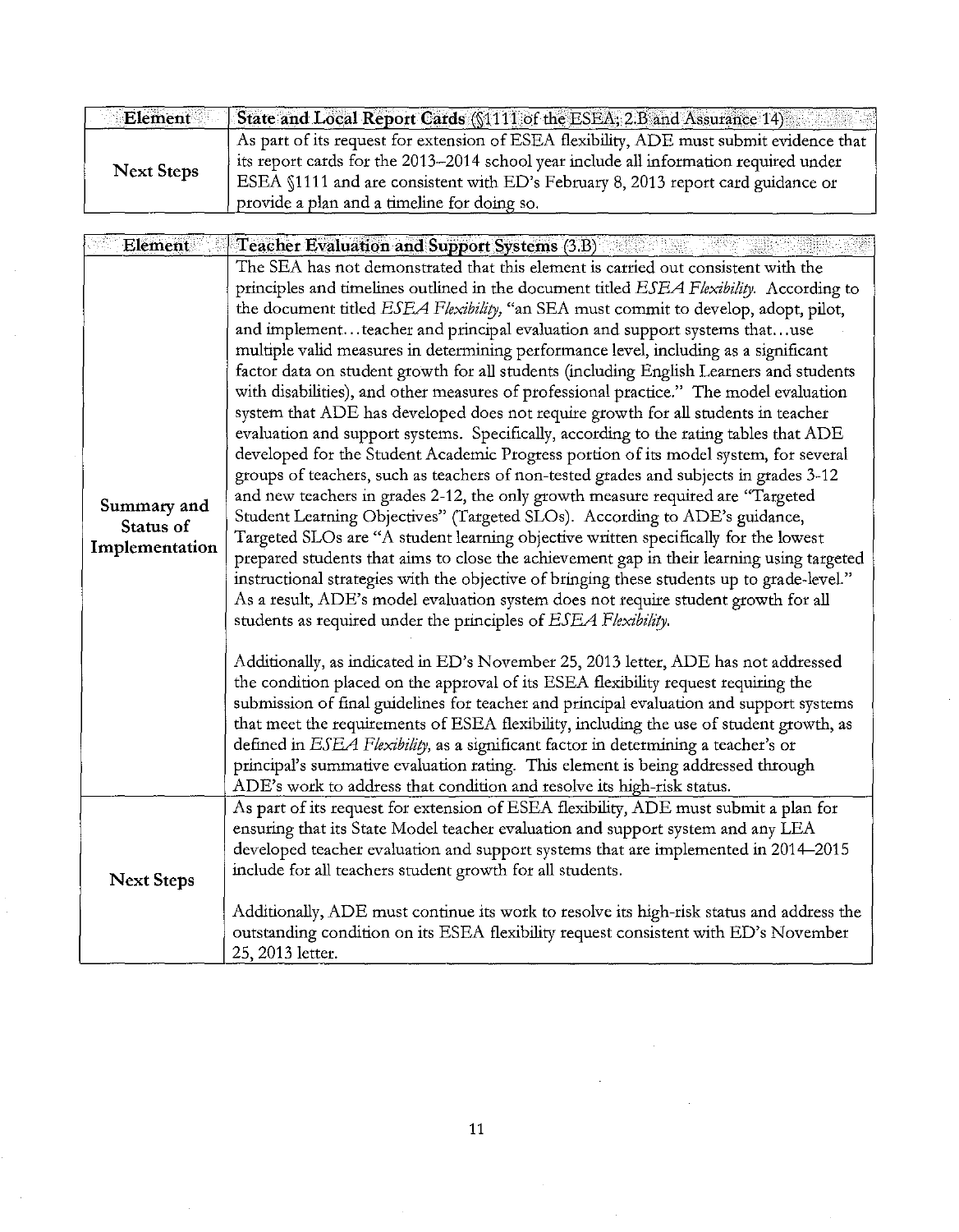| Element | State and Local Report Cards (§1111 of the ESEA; 2.B and Assurance 14) |
|---|---|
| Next Steps | As part of its request for extension of ESEA flexibility, ADE must submit evidence that its report cards for the 2013–2014 school year include all information required under ESEA §1111 and are consistent with ED's February 8, 2013 report card guidance or provide a plan and a timeline for doing so. |

| Element | Teacher Evaluation and Support Systems (3.B) |
|---|---|
| Summary and Status of Implementation | The SEA has not demonstrated that this element is carried out consistent with the principles and timelines outlined in the document titled *ESEA Flexibility*. According to the document titled *ESEA Flexibility*, "an SEA must commit to develop, adopt, pilot, and implement…teacher and principal evaluation and support systems that…use multiple valid measures in determining performance level, including as a significant factor data on student growth for all students (including English Learners and students with disabilities), and other measures of professional practice." The model evaluation system that ADE has developed does not require growth for all students in teacher evaluation and support systems. Specifically, according to the rating tables that ADE developed for the Student Academic Progress portion of its model system, for several groups of teachers, such as teachers of non-tested grades and subjects in grades 3-12 and new teachers in grades 2-12, the only growth measure required are "Targeted Student Learning Objectives" (Targeted SLOs). According to ADE's guidance, Targeted SLOs are "A student learning objective written specifically for the lowest prepared students that aims to close the achievement gap in their learning using targeted instructional strategies with the objective of bringing these students up to grade-level." As a result, ADE's model evaluation system does not require student growth for all students as required under the principles of *ESEA Flexibility*.<br><br>Additionally, as indicated in ED's November 25, 2013 letter, ADE has not addressed the condition placed on the approval of its ESEA flexibility request requiring the submission of final guidelines for teacher and principal evaluation and support systems that meet the requirements of ESEA flexibility, including the use of student growth, as defined in *ESEA Flexibility*, as a significant factor in determining a teacher's or principal's summative evaluation rating. This element is being addressed through ADE's work to address that condition and resolve its high-risk status. |
| Next Steps | As part of its request for extension of ESEA flexibility, ADE must submit a plan for ensuring that its State Model teacher evaluation and support system and any LEA developed teacher evaluation and support systems that are implemented in 2014–2015 include for all teachers student growth for all students.<br><br>Additionally, ADE must continue its work to resolve its high-risk status and address the outstanding condition on its ESEA flexibility request consistent with ED's November 25, 2013 letter. |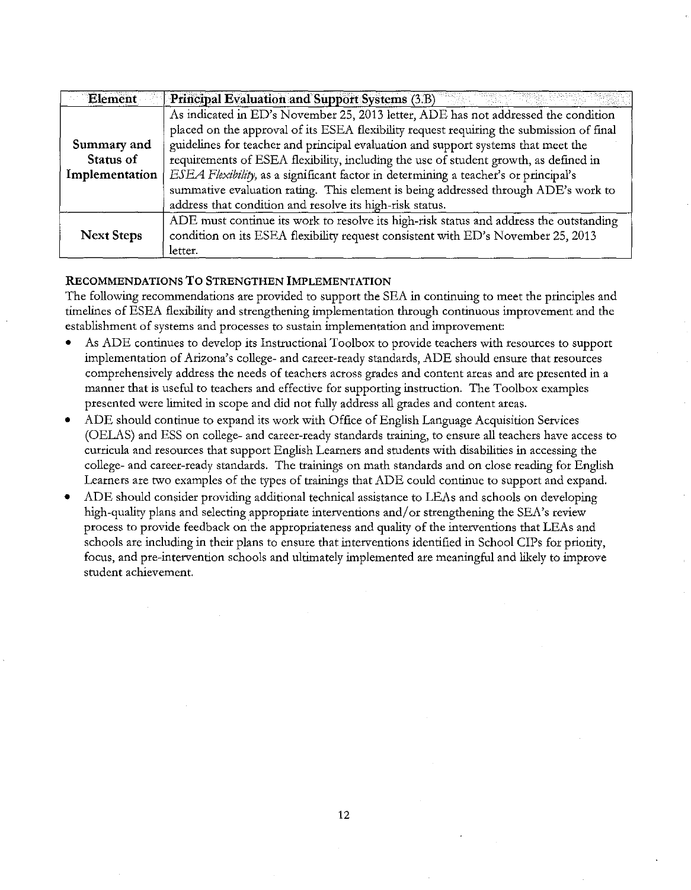| Element | Principal Evaluation and Support Systems (3.B) |
|---|---|
| Summary and Status of Implementation | As indicated in ED's November 25, 2013 letter, ADE has not addressed the condition placed on the approval of its ESEA flexibility request requiring the submission of final guidelines for teacher and principal evaluation and support systems that meet the requirements of ESEA flexibility, including the use of student growth, as defined in *ESEA Flexibility*, as a significant factor in determining a teacher's or principal's summative evaluation rating. This element is being addressed through ADE's work to address that condition and resolve its high-risk status. |
| Next Steps | ADE must continue its work to resolve its high-risk status and address the outstanding condition on its ESEA flexibility request consistent with ED's November 25, 2013 letter. |

## RECOMMENDATIONS TO STRENGTHEN IMPLEMENTATION

The following recommendations are provided to support the SEA in continuing to meet the principles and timelines of ESEA flexibility and strengthening implementation through continuous improvement and the establishment of systems and processes to sustain implementation and improvement:

- As ADE continues to develop its Instructional Toolbox to provide teachers with resources to support implementation of Arizona's college- and career-ready standards, ADE should ensure that resources comprehensively address the needs of teachers across grades and content areas and are presented in a manner that is useful to teachers and effective for supporting instruction. The Toolbox examples presented were limited in scope and did not fully address all grades and content areas.
- ADE should continue to expand its work with Office of English Language Acquisition Services (OELAS) and ESS on college- and career-ready standards training, to ensure all teachers have access to curricula and resources that support English Learners and students with disabilities in accessing the college- and career-ready standards. The trainings on math standards and on close reading for English Learners are two examples of the types of trainings that ADE could continue to support and expand.
- ADE should consider providing additional technical assistance to LEAs and schools on developing high-quality plans and selecting appropriate interventions and/or strengthening the SEA's review process to provide feedback on the appropriateness and quality of the interventions that LEAs and schools are including in their plans to ensure that interventions identified in School CIPs for priority, focus, and pre-intervention schools and ultimately implemented are meaningful and likely to improve student achievement.